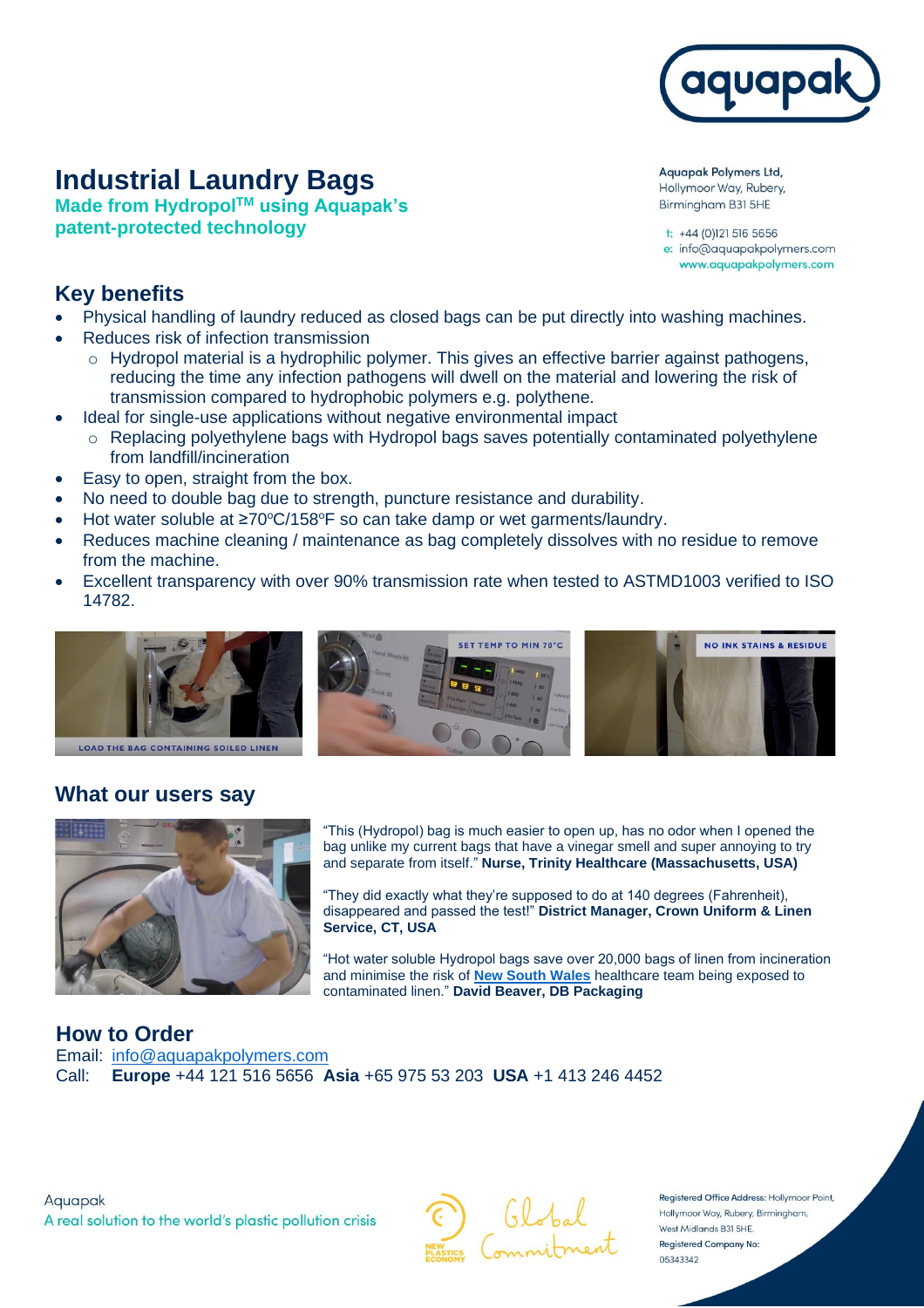# Industrial Laundry Bags

**Made from Hydropol™ using Aquapak's patent-protected technology**

Aquapak Polymers Ltd,
Hollymoor Way, Rubery,
Birmingham B31 5HE

t: +44 (0)121 516 5656
e: info@aquapakpolymers.com
www.aquapakpolymers.com

## Key benefits

- Physical handling of laundry reduced as closed bags can be put directly into washing machines.
- Reduces risk of infection transmission
  - Hydropol material is a hydrophilic polymer. This gives an effective barrier against pathogens, reducing the time any infection pathogens will dwell on the material and lowering the risk of transmission compared to hydrophobic polymers e.g. polythene.
- Ideal for single-use applications without negative environmental impact
  - Replacing polyethylene bags with Hydropol bags saves potentially contaminated polyethylene from landfill/incineration
- Easy to open, straight from the box.
- No need to double bag due to strength, puncture resistance and durability.
- Hot water soluble at ≥70°C/158°F so can take damp or wet garments/laundry.
- Reduces machine cleaning / maintenance as bag completely dissolves with no residue to remove from the machine.
- Excellent transparency with over 90% transmission rate when tested to ASTMD1003 verified to ISO 14782.

LOAD THE BAG CONTAINING SOILED LINEN

SET TEMP TO MIN 70°C

NO INK STAINS & RESIDUE

## What our users say

"This (Hydropol) bag is much easier to open up, has no odor when I opened the bag unlike my current bags that have a vinegar smell and super annoying to try and separate from itself." **Nurse, Trinity Healthcare (Massachusetts, USA)**

"They did exactly what they're supposed to do at 140 degrees (Fahrenheit), disappeared and passed the test!" **District Manager, Crown Uniform & Linen Service, CT, USA**

"Hot water soluble Hydropol bags save over 20,000 bags of linen from incineration and minimise the risk of **New South Wales** healthcare team being exposed to contaminated linen." **David Beaver, DB Packaging**

## How to Order

Email: info@aquapakpolymers.com

Call: **Europe** +44 121 516 5656 **Asia** +65 975 53 203 **USA** +1 413 246 4452

Aquapak
A real solution to the world's plastic pollution crisis

NEW PLASTICS ECONOMY Global Commitment

Registered Office Address: Hollymoor Point, Hollymoor Way, Rubery, Birmingham, West Midlands B31 5HE.
Registered Company No: 05343342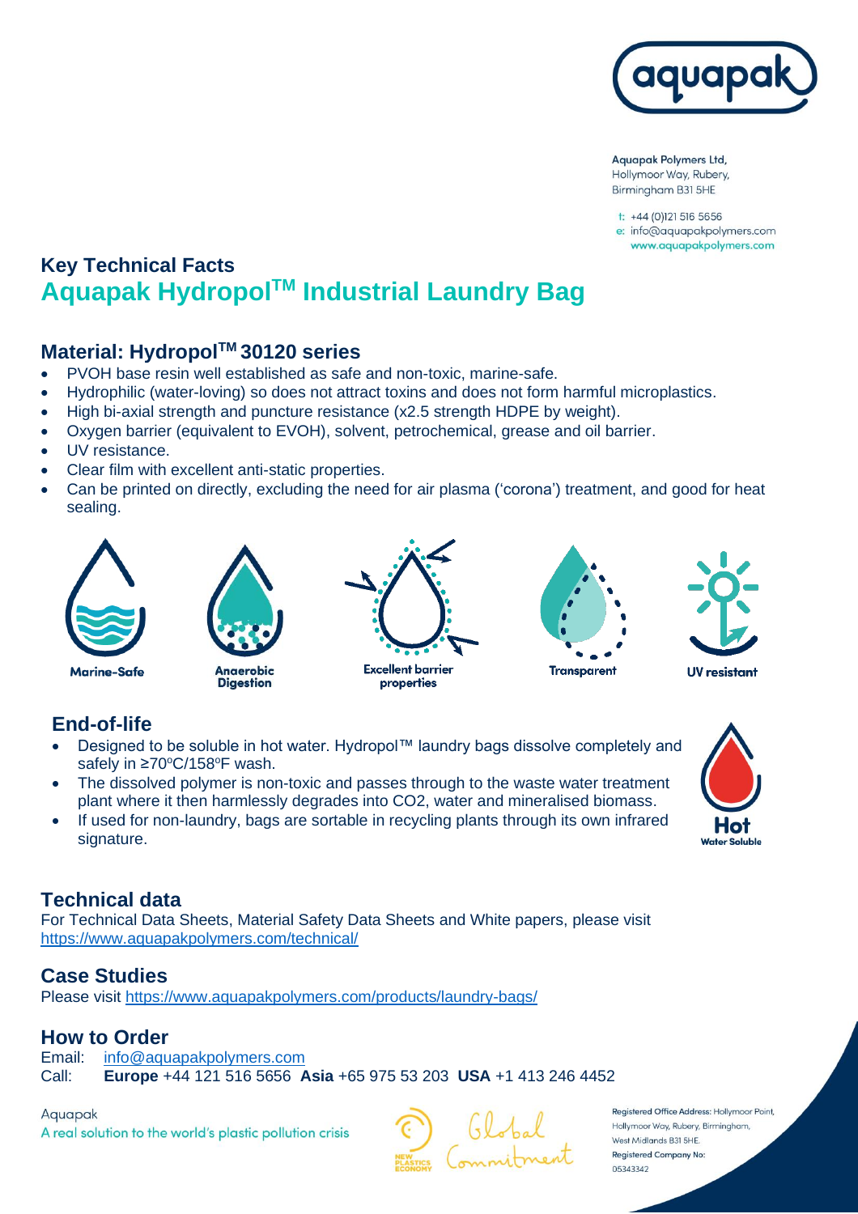Aquapak Polymers Ltd,
Hollymoor Way, Rubery,
Birmingham B31 5HE

t: +44 (0)121 516 5656
e: info@aquapakpolymers.com
www.aquapakpolymers.com

## Key Technical Facts

# Aquapak Hydropol™ Industrial Laundry Bag

### Material: Hydropol™ 30120 series

- PVOH base resin well established as safe and non-toxic, marine-safe.
- Hydrophilic (water-loving) so does not attract toxins and does not form harmful microplastics.
- High bi-axial strength and puncture resistance (x2.5 strength HDPE by weight).
- Oxygen barrier (equivalent to EVOH), solvent, petrochemical, grease and oil barrier.
- UV resistance.
- Clear film with excellent anti-static properties.
- Can be printed on directly, excluding the need for air plasma ('corona') treatment, and good for heat sealing.

Marine-Safe

Anaerobic Digestion

Excellent barrier properties

Transparent

UV resistant

### End-of-life

- Designed to be soluble in hot water. Hydropol™ laundry bags dissolve completely and safely in ≥70ºC/158ºF wash.
- The dissolved polymer is non-toxic and passes through to the waste water treatment plant where it then harmlessly degrades into $CO_2$, water and mineralised biomass.
- If used for non-laundry, bags are sortable in recycling plants through its own infrared signature.

Hot
Water Soluble

### Technical data

For Technical Data Sheets, Material Safety Data Sheets and White papers, please visit https://www.aquapakpolymers.com/technical/

### Case Studies

Please visit https://www.aquapakpolymers.com/products/laundry-bags/

### How to Order

Email: info@aquapakpolymers.com
Call: **Europe** +44 121 516 5656 **Asia** +65 975 53 203 **USA** +1 413 246 4452

Aquapak
A real solution to the world's plastic pollution crisis

New Plastics Economy Global Commitment

Registered Office Address: Hollymoor Point, Hollymoor Way, Rubery, Birmingham, West Midlands B31 5HE.
Registered Company No: 05343342